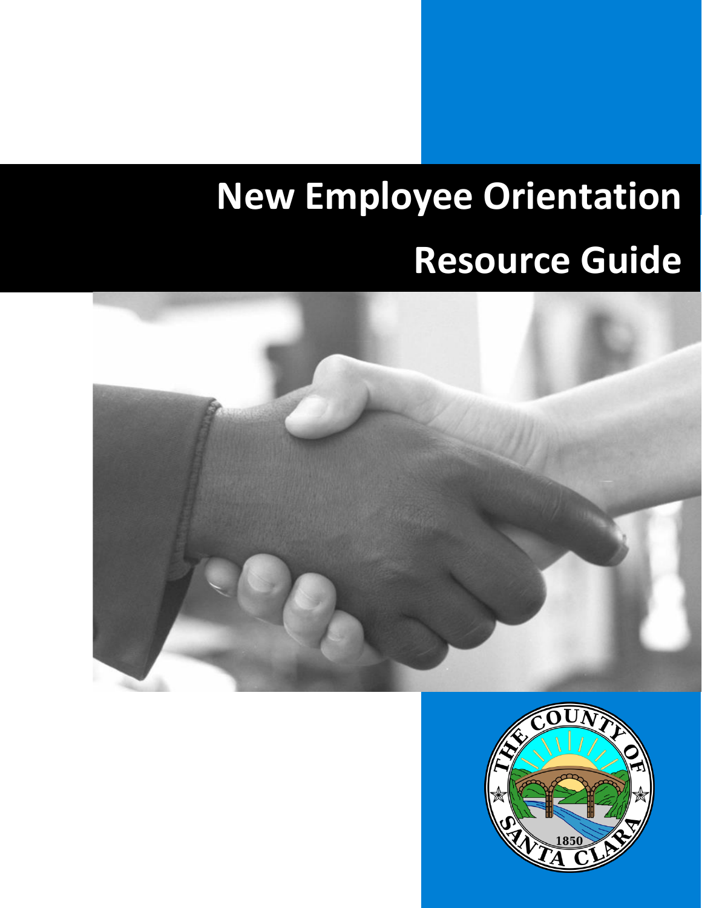# New Employee Orientation

# Resource Guide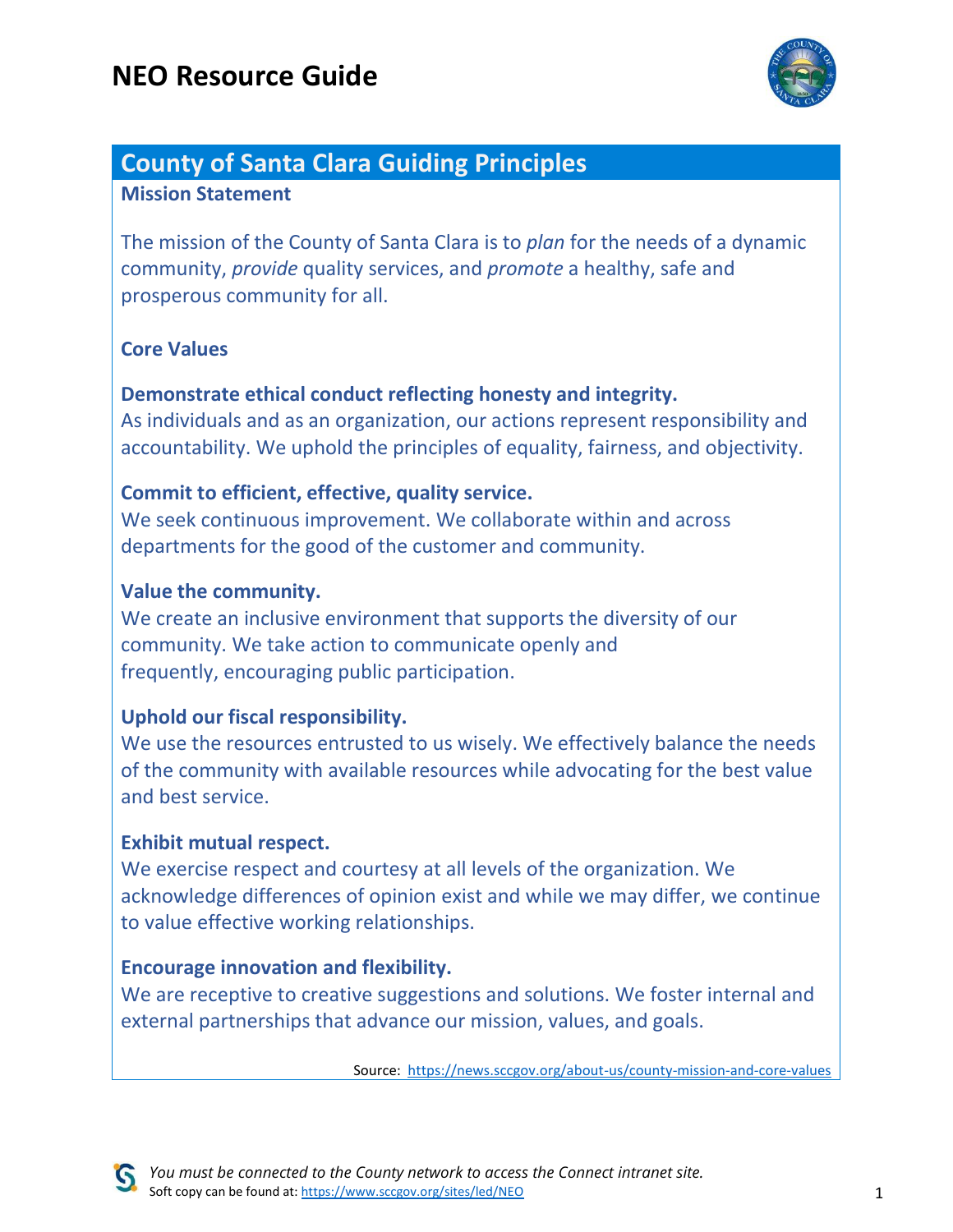# NEO Resource Guide

## County of Santa Clara Guiding Principles

### Mission Statement

The mission of the County of Santa Clara is to *plan* for the needs of a dynamic community, *provide* quality services, and *promote* a healthy, safe and prosperous community for all.

### Core Values

**Demonstrate ethical conduct reflecting honesty and integrity.**
As individuals and as an organization, our actions represent responsibility and accountability. We uphold the principles of equality, fairness, and objectivity.

**Commit to efficient, effective, quality service.**
We seek continuous improvement. We collaborate within and across departments for the good of the customer and community.

**Value the community.**
We create an inclusive environment that supports the diversity of our community. We take action to communicate openly and frequently, encouraging public participation.

**Uphold our fiscal responsibility.**
We use the resources entrusted to us wisely. We effectively balance the needs of the community with available resources while advocating for the best value and best service.

**Exhibit mutual respect.**
We exercise respect and courtesy at all levels of the organization. We acknowledge differences of opinion exist and while we may differ, we continue to value effective working relationships.

**Encourage innovation and flexibility.**
We are receptive to creative suggestions and solutions. We foster internal and external partnerships that advance our mission, values, and goals.

Source: https://news.sccgov.org/about-us/county-mission-and-core-values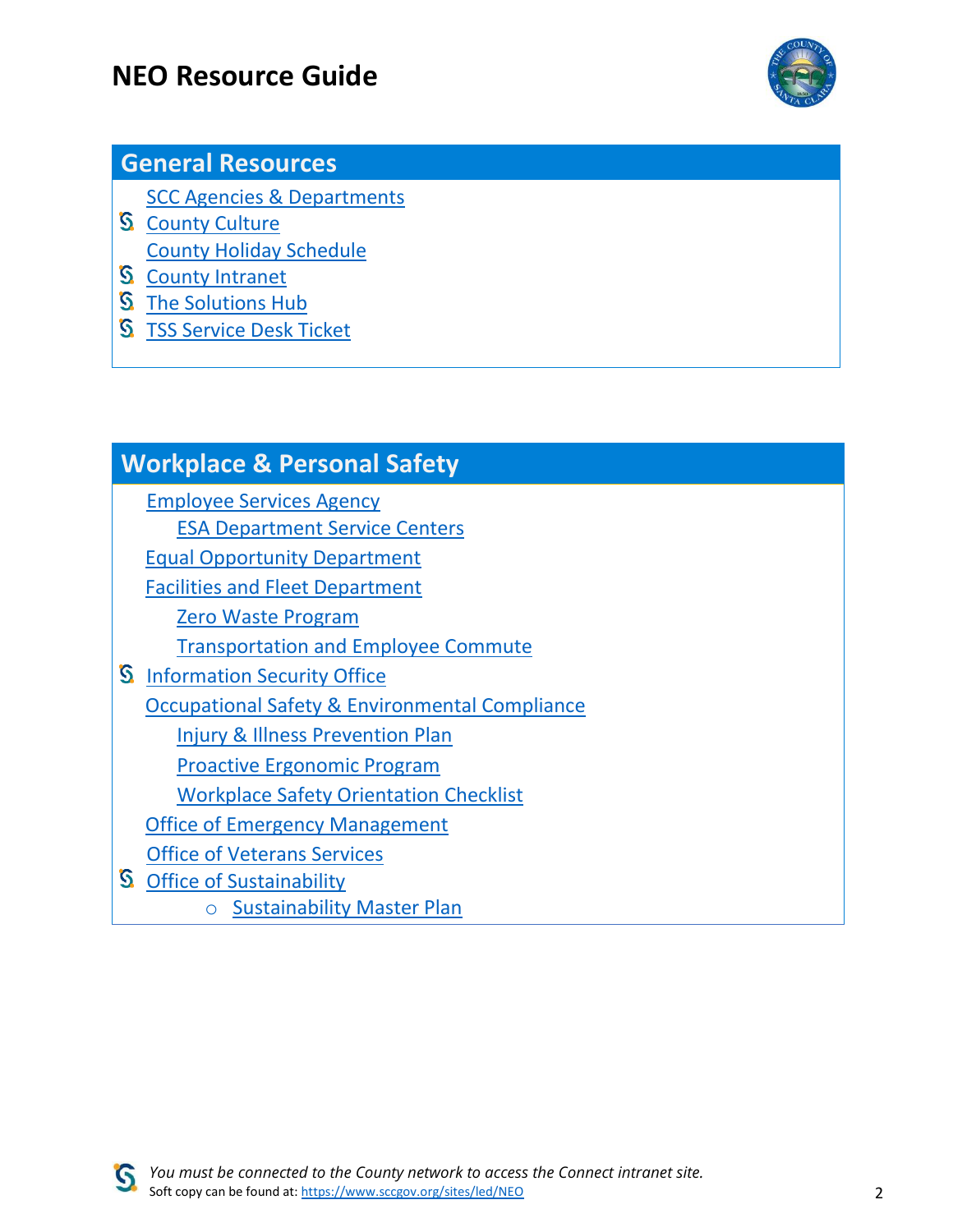# NEO Resource Guide

## General Resources

- SCC Agencies & Departments
- County Culture
- County Holiday Schedule
- County Intranet
- The Solutions Hub
- TSS Service Desk Ticket

## Workplace & Personal Safety

- Employee Services Agency
  - ESA Department Service Centers
- Equal Opportunity Department
- Facilities and Fleet Department
  - Zero Waste Program
  - Transportation and Employee Commute
- Information Security Office
- Occupational Safety & Environmental Compliance
  - Injury & Illness Prevention Plan
  - Proactive Ergonomic Program
  - Workplace Safety Orientation Checklist
- Office of Emergency Management
- Office of Veterans Services
- Office of Sustainability
  - Sustainability Master Plan

*You must be connected to the County network to access the Connect intranet site.*
Soft copy can be found at: https://www.sccgov.org/sites/led/NEO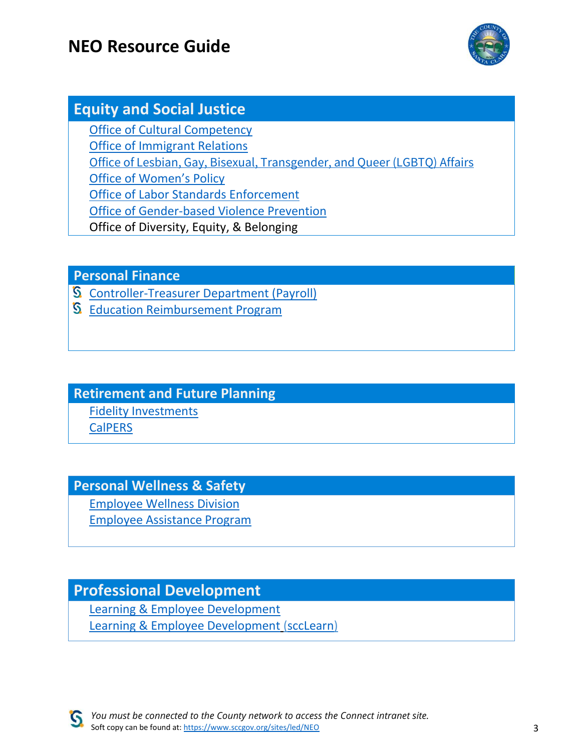# NEO Resource Guide

## Equity and Social Justice

- Office of Cultural Competency
- Office of Immigrant Relations
- Office of Lesbian, Gay, Bisexual, Transgender, and Queer (LGBTQ) Affairs
- Office of Women's Policy
- Office of Labor Standards Enforcement
- Office of Gender-based Violence Prevention
- Office of Diversity, Equity, & Belonging

## Personal Finance

- Controller-Treasurer Department (Payroll)
- Education Reimbursement Program

## Retirement and Future Planning

- Fidelity Investments
- CalPERS

## Personal Wellness & Safety

- Employee Wellness Division
- Employee Assistance Program

## Professional Development

- Learning & Employee Development
- Learning & Employee Development (sccLearn)

*You must be connected to the County network to access the Connect intranet site.*
Soft copy can be found at: https://www.sccgov.org/sites/led/NEO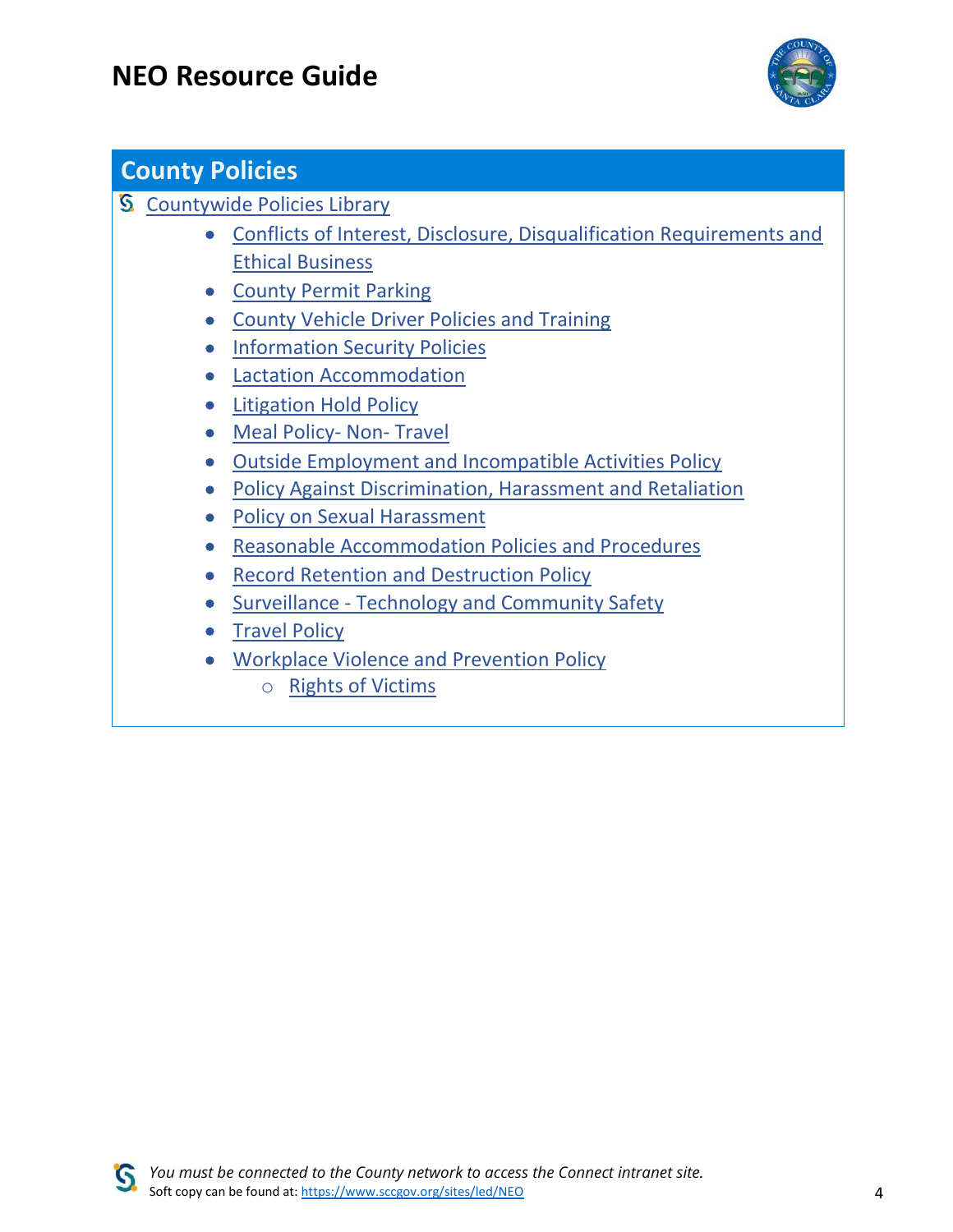## County Policies

Countywide Policies Library

- Conflicts of Interest, Disclosure, Disqualification Requirements and Ethical Business
- County Permit Parking
- County Vehicle Driver Policies and Training
- Information Security Policies
- Lactation Accommodation
- Litigation Hold Policy
- Meal Policy- Non- Travel
- Outside Employment and Incompatible Activities Policy
- Policy Against Discrimination, Harassment and Retaliation
- Policy on Sexual Harassment
- Reasonable Accommodation Policies and Procedures
- Record Retention and Destruction Policy
- Surveillance - Technology and Community Safety
- Travel Policy
- Workplace Violence and Prevention Policy
  - Rights of Victims

*You must be connected to the County network to access the Connect intranet site.*
Soft copy can be found at: https://www.sccgov.org/sites/led/NEO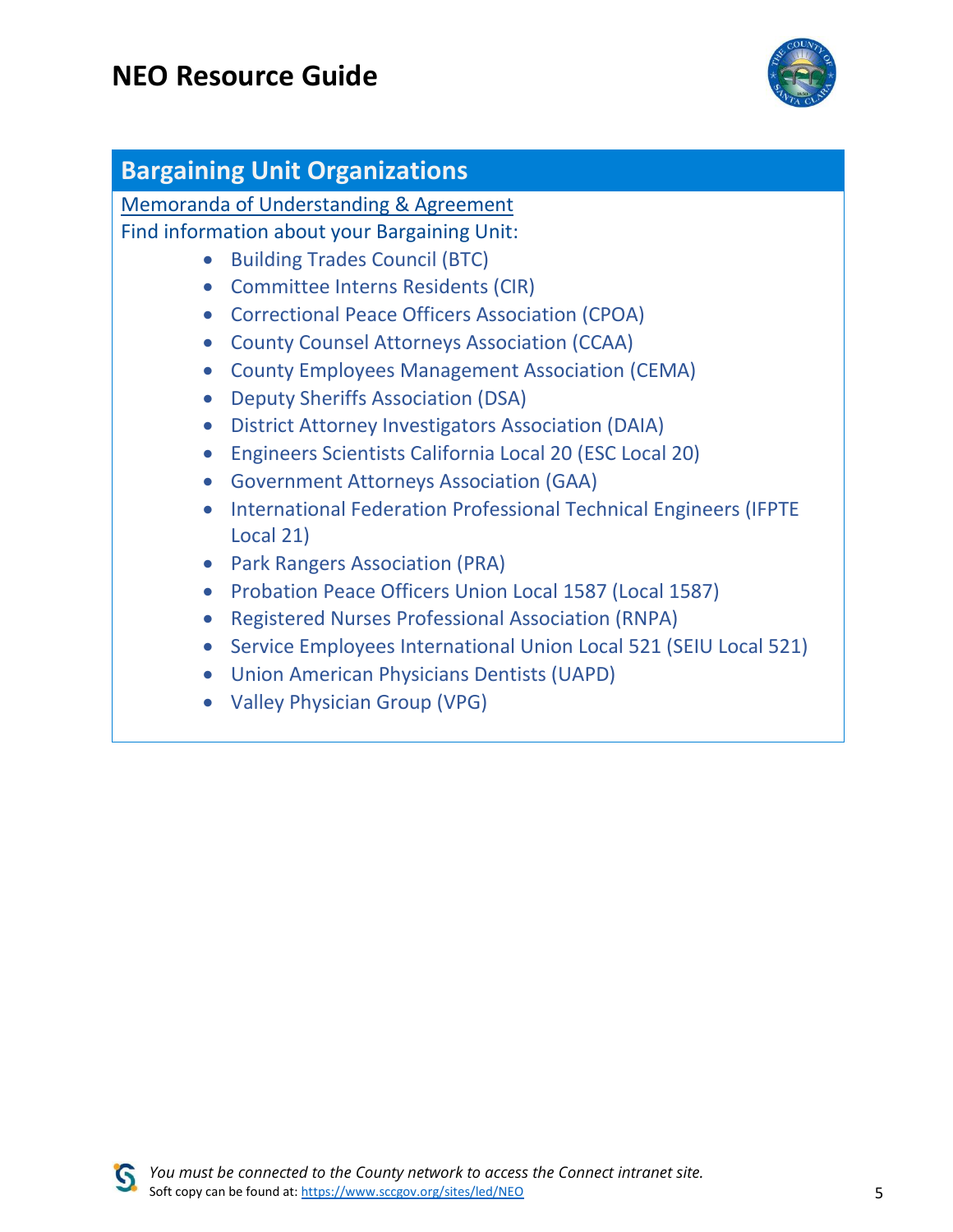## Bargaining Unit Organizations

[Memoranda of Understanding & Agreement]

Find information about your Bargaining Unit:

- Building Trades Council (BTC)
- Committee Interns Residents (CIR)
- Correctional Peace Officers Association (CPOA)
- County Counsel Attorneys Association (CCAA)
- County Employees Management Association (CEMA)
- Deputy Sheriffs Association (DSA)
- District Attorney Investigators Association (DAIA)
- Engineers Scientists California Local 20 (ESC Local 20)
- Government Attorneys Association (GAA)
- International Federation Professional Technical Engineers (IFPTE Local 21)
- Park Rangers Association (PRA)
- Probation Peace Officers Union Local 1587 (Local 1587)
- Registered Nurses Professional Association (RNPA)
- Service Employees International Union Local 521 (SEIU Local 521)
- Union American Physicians Dentists (UAPD)
- Valley Physician Group (VPG)